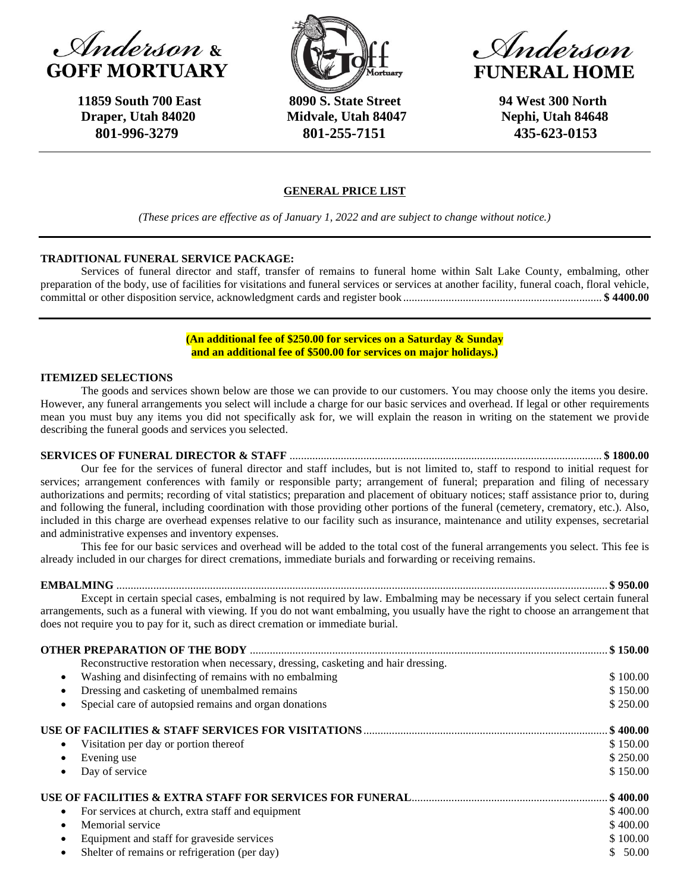**Anderson & GOFF MORTUARY**
11859 South 700 East
Draper, Utah 84020
801-996-3279

**Goff Mortuary**
8090 S. State Street
Midvale, Utah 84047
801-255-7151

**Anderson FUNERAL HOME**
94 West 300 North
Nephi, Utah 84648
435-623-0153

---

## GENERAL PRICE LIST

*(These prices are effective as of January 1, 2022 and are subject to change without notice.)*

---

**TRADITIONAL FUNERAL SERVICE PACKAGE:**

Services of funeral director and staff, transfer of remains to funeral home within Salt Lake County, embalming, other preparation of the body, use of facilities for visitations and funeral services or services at another facility, funeral coach, floral vehicle, committal or other disposition service, acknowledgment cards and register book ...................................................................... **$ 4400.00**

---

**(An additional fee of $250.00 for services on a Saturday & Sunday and an additional fee of $500.00 for services on major holidays.)**

**ITEMIZED SELECTIONS**

The goods and services shown below are those we can provide to our customers. You may choose only the items you desire. However, any funeral arrangements you select will include a charge for our basic services and overhead. If legal or other requirements mean you must buy any items you did not specifically ask for, we will explain the reason in writing on the statement we provide describing the funeral goods and services you selected.

**SERVICES OF FUNERAL DIRECTOR & STAFF** ............................................................................................................ **$ 1800.00**

Our fee for the services of funeral director and staff includes, but is not limited to, staff to respond to initial request for services; arrangement conferences with family or responsible party; arrangement of funeral; preparation and filing of necessary authorizations and permits; recording of vital statistics; preparation and placement of obituary notices; staff assistance prior to, during and following the funeral, including coordination with those providing other portions of the funeral (cemetery, crematory, etc.). Also, included in this charge are overhead expenses relative to our facility such as insurance, maintenance and utility expenses, secretarial and administrative expenses and inventory expenses.

This fee for our basic services and overhead will be added to the total cost of the funeral arrangements you select. This fee is already included in our charges for direct cremations, immediate burials and forwarding or receiving remains.

**EMBALMING** ............................................................................................................................................................. **$ 950.00**

Except in certain special cases, embalming is not required by law. Embalming may be necessary if you select certain funeral arrangements, such as a funeral with viewing. If you do not want embalming, you usually have the right to choose an arrangement that does not require you to pay for it, such as direct cremation or immediate burial.

**OTHER PREPARATION OF THE BODY** ........................................................................................................................ **$ 150.00**

Reconstructive restoration when necessary, dressing, casketing and hair dressing.

- Washing and disinfecting of remains with no embalming — $ 100.00
- Dressing and casketing of unembalmed remains — $ 150.00
- Special care of autopsied remains and organ donations — $ 250.00

**USE OF FACILITIES & STAFF SERVICES FOR VISITATIONS** ........................................................................................ **$ 400.00**

- Visitation per day or portion thereof — $ 150.00
- Evening use — $ 250.00
- Day of service — $ 150.00

**USE OF FACILITIES & EXTRA STAFF FOR SERVICES FOR FUNERAL** ........................................................................ **$ 400.00**

- For services at church, extra staff and equipment — $ 400.00
- Memorial service — $ 400.00
- Equipment and staff for graveside services — $ 100.00
- Shelter of remains or refrigeration (per day) — $ 50.00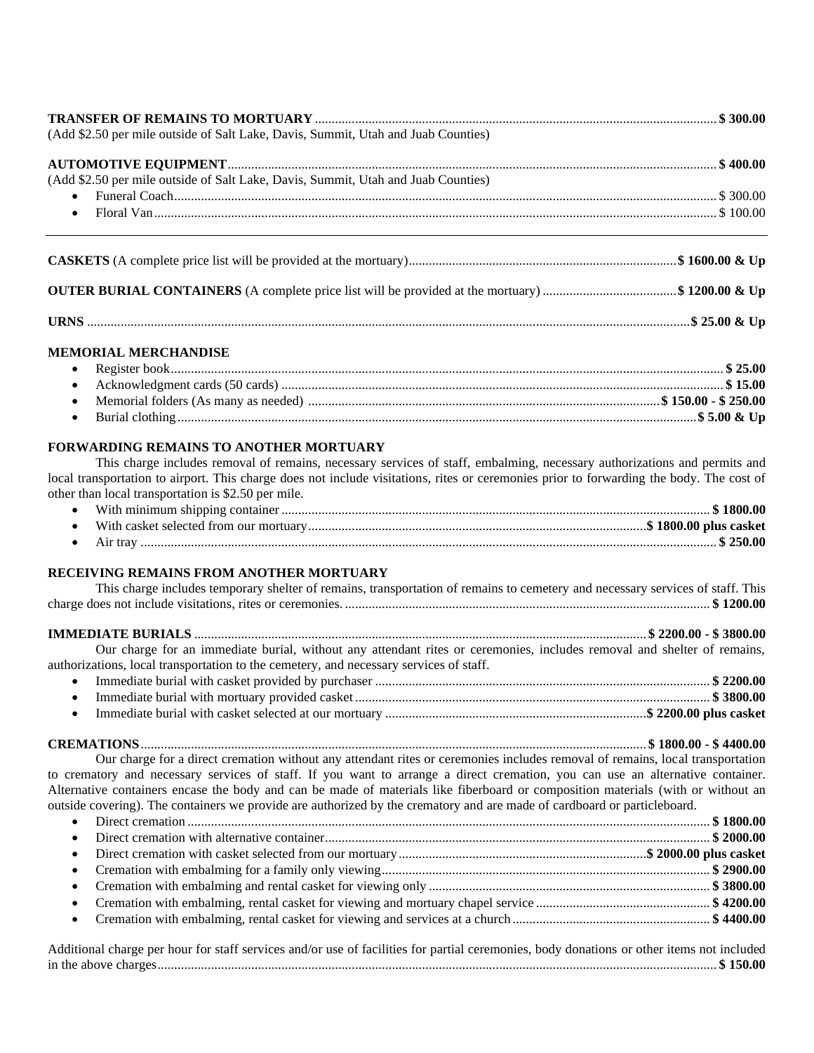**TRANSFER OF REMAINS TO MORTUARY** ........ **$ 300.00**
(Add $2.50 per mile outside of Salt Lake, Davis, Summit, Utah and Juab Counties)

**AUTOMOTIVE EQUIPMENT** ........ **$ 400.00**
(Add $2.50 per mile outside of Salt Lake, Davis, Summit, Utah and Juab Counties)

- Funeral Coach ........ $ 300.00
- Floral Van ........ $ 100.00

---

**CASKETS** (A complete price list will be provided at the mortuary) ........ **$ 1600.00 & Up**

**OUTER BURIAL CONTAINERS** (A complete price list will be provided at the mortuary) ........ **$ 1200.00 & Up**

**URNS** ........ **$ 25.00 & Up**

**MEMORIAL MERCHANDISE**

- Register book ........ **$ 25.00**
- Acknowledgment cards (50 cards) ........ **$ 15.00**
- Memorial folders (As many as needed) ........ **$ 150.00 - $ 250.00**
- Burial clothing ........ **$ 5.00 & Up**

**FORWARDING REMAINS TO ANOTHER MORTUARY**

This charge includes removal of remains, necessary services of staff, embalming, necessary authorizations and permits and local transportation to airport. This charge does not include visitations, rites or ceremonies prior to forwarding the body. The cost of other than local transportation is $2.50 per mile.

- With minimum shipping container ........ **$ 1800.00**
- With casket selected from our mortuary ........ **$ 1800.00 plus casket**
- Air tray ........ **$ 250.00**

**RECEIVING REMAINS FROM ANOTHER MORTUARY**

This charge includes temporary shelter of remains, transportation of remains to cemetery and necessary services of staff. This charge does not include visitations, rites or ceremonies. ........ **$ 1200.00**

**IMMEDIATE BURIALS** ........ **$ 2200.00 - $ 3800.00**

Our charge for an immediate burial, without any attendant rites or ceremonies, includes removal and shelter of remains, authorizations, local transportation to the cemetery, and necessary services of staff.

- Immediate burial with casket provided by purchaser ........ **$ 2200.00**
- Immediate burial with mortuary provided casket ........ **$ 3800.00**
- Immediate burial with casket selected at our mortuary ........ **$ 2200.00 plus casket**

**CREMATIONS** ........ **$ 1800.00 - $ 4400.00**

Our charge for a direct cremation without any attendant rites or ceremonies includes removal of remains, local transportation to crematory and necessary services of staff. If you want to arrange a direct cremation, you can use an alternative container. Alternative containers encase the body and can be made of materials like fiberboard or composition materials (with or without an outside covering). The containers we provide are authorized by the crematory and are made of cardboard or particleboard.

- Direct cremation ........ **$ 1800.00**
- Direct cremation with alternative container ........ **$ 2000.00**
- Direct cremation with casket selected from our mortuary ........ **$ 2000.00 plus casket**
- Cremation with embalming for a family only viewing ........ **$ 2900.00**
- Cremation with embalming and rental casket for viewing only ........ **$ 3800.00**
- Cremation with embalming, rental casket for viewing and mortuary chapel service ........ **$ 4200.00**
- Cremation with embalming, rental casket for viewing and services at a church ........ **$ 4400.00**

Additional charge per hour for staff services and/or use of facilities for partial ceremonies, body donations or other items not included in the above charges ........ **$ 150.00**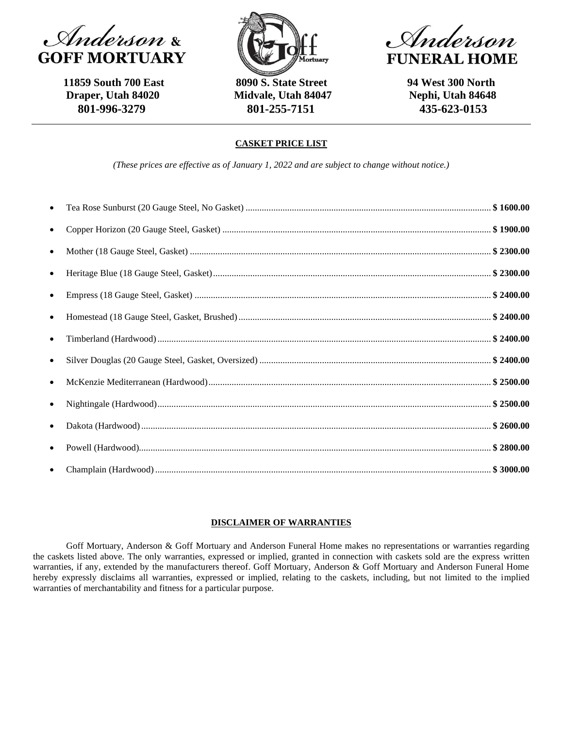**Anderson & GOFF MORTUARY**
11859 South 700 East
Draper, Utah 84020
801-996-3279

**Goff Mortuary**
8090 S. State Street
Midvale, Utah 84047
801-255-7151

**Anderson FUNERAL HOME**
94 West 300 North
Nephi, Utah 84648
435-623-0153

---

## CASKET PRICE LIST

*(These prices are effective as of January 1, 2022 and are subject to change without notice.)*

- Tea Rose Sunburst (20 Gauge Steel, No Gasket) ........ **$ 1600.00**
- Copper Horizon (20 Gauge Steel, Gasket) ........ **$ 1900.00**
- Mother (18 Gauge Steel, Gasket) ........ **$ 2300.00**
- Heritage Blue (18 Gauge Steel, Gasket) ........ **$ 2300.00**
- Empress (18 Gauge Steel, Gasket) ........ **$ 2400.00**
- Homestead (18 Gauge Steel, Gasket, Brushed) ........ **$ 2400.00**
- Timberland (Hardwood) ........ **$ 2400.00**
- Silver Douglas (20 Gauge Steel, Gasket, Oversized) ........ **$ 2400.00**
- McKenzie Mediterranean (Hardwood) ........ **$ 2500.00**
- Nightingale (Hardwood) ........ **$ 2500.00**
- Dakota (Hardwood) ........ **$ 2600.00**
- Powell (Hardwood) ........ **$ 2800.00**
- Champlain (Hardwood) ........ **$ 3000.00**

## DISCLAIMER OF WARRANTIES

Goff Mortuary, Anderson & Goff Mortuary and Anderson Funeral Home makes no representations or warranties regarding the caskets listed above. The only warranties, expressed or implied, granted in connection with caskets sold are the express written warranties, if any, extended by the manufacturers thereof. Goff Mortuary, Anderson & Goff Mortuary and Anderson Funeral Home hereby expressly disclaims all warranties, expressed or implied, relating to the caskets, including, but not limited to the implied warranties of merchantability and fitness for a particular purpose.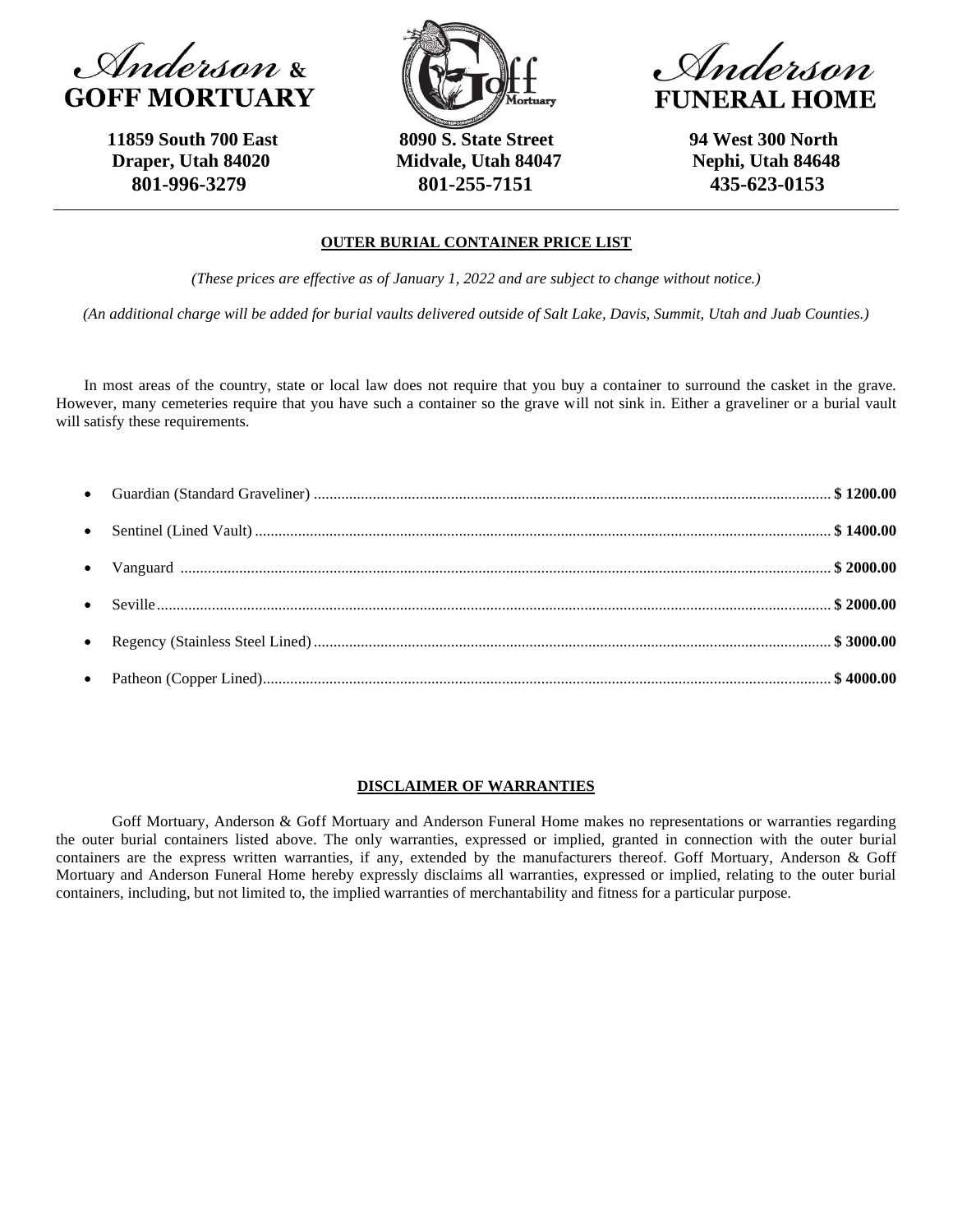**Anderson & GOFF MORTUARY**

**11859 South 700 East**
**Draper, Utah 84020**
**801-996-3279**

**Goff Mortuary**

**8090 S. State Street**
**Midvale, Utah 84047**
**801-255-7151**

**Anderson FUNERAL HOME**

**94 West 300 North**
**Nephi, Utah 84648**
**435-623-0153**

---

## OUTER BURIAL CONTAINER PRICE LIST

*(These prices are effective as of January 1, 2022 and are subject to change without notice.)*

*(An additional charge will be added for burial vaults delivered outside of Salt Lake, Davis, Summit, Utah and Juab Counties.)*

In most areas of the country, state or local law does not require that you buy a container to surround the casket in the grave. However, many cemeteries require that you have such a container so the grave will not sink in. Either a graveliner or a burial vault will satisfy these requirements.

- Guardian (Standard Graveliner) .......... **$ 1200.00**
- Sentinel (Lined Vault) .......... **$ 1400.00**
- Vanguard .......... **$ 2000.00**
- Seville .......... **$ 2000.00**
- Regency (Stainless Steel Lined) .......... **$ 3000.00**
- Patheon (Copper Lined) .......... **$ 4000.00**

## DISCLAIMER OF WARRANTIES

Goff Mortuary, Anderson & Goff Mortuary and Anderson Funeral Home makes no representations or warranties regarding the outer burial containers listed above. The only warranties, expressed or implied, granted in connection with the outer burial containers are the express written warranties, if any, extended by the manufacturers thereof. Goff Mortuary, Anderson & Goff Mortuary and Anderson Funeral Home hereby expressly disclaims all warranties, expressed or implied, relating to the outer burial containers, including, but not limited to, the implied warranties of merchantability and fitness for a particular purpose.